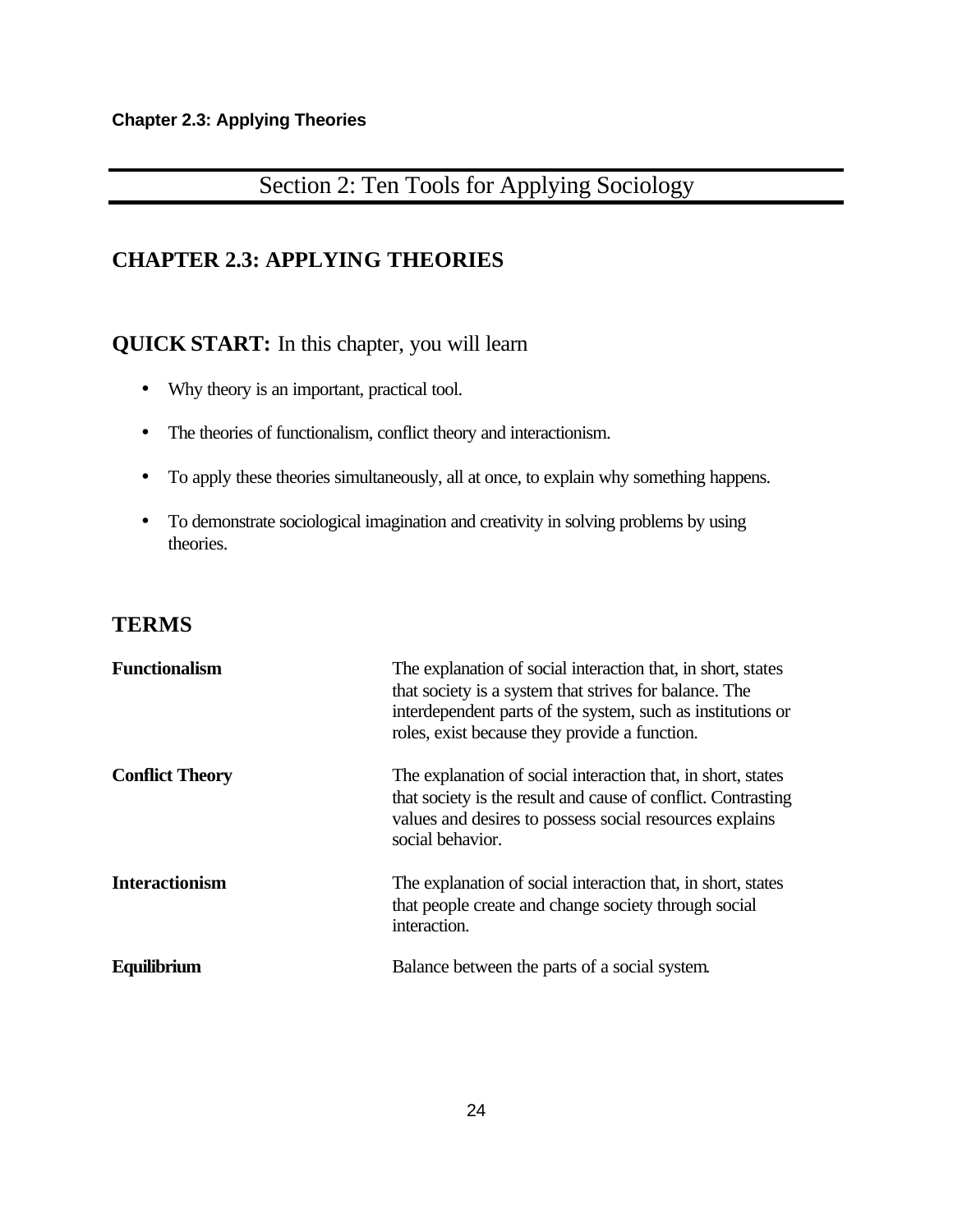# Section 2: Ten Tools for Applying Sociology

## CHAPTER 2.3: APPLYING THEORIES

### QUICK START: In this chapter, you will learn

- Why theory is an important, practical tool.
- The theories of functionalism, conflict theory and interactionism.
- To apply these theories simultaneously, all at once, to explain why something happens.
- To demonstrate sociological imagination and creativity in solving problems by using theories.

### TERMS

| | |
|---|---|
| **Functionalism** | The explanation of social interaction that, in short, states that society is a system that strives for balance. The interdependent parts of the system, such as institutions or roles, exist because they provide a function. |
| **Conflict Theory** | The explanation of social interaction that, in short, states that society is the result and cause of conflict. Contrasting values and desires to possess social resources explains social behavior. |
| **Interactionism** | The explanation of social interaction that, in short, states that people create and change society through social interaction. |
| **Equilibrium** | Balance between the parts of a social system. |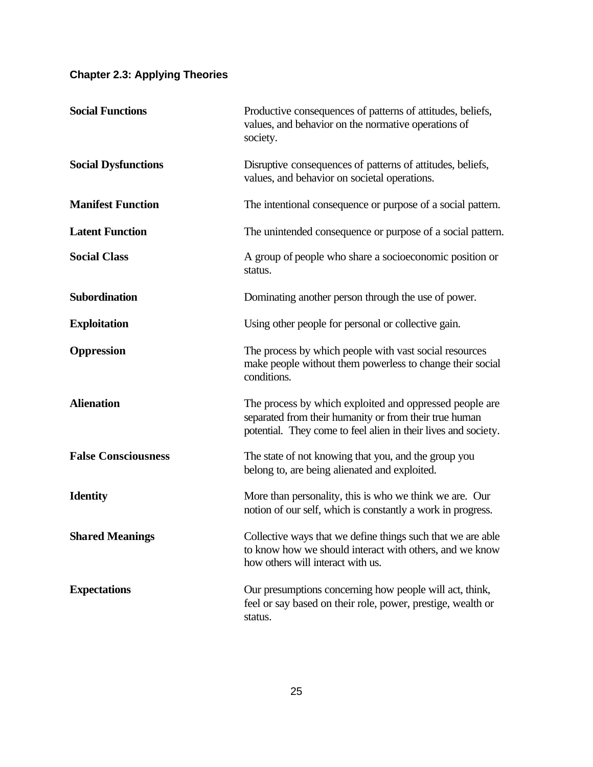### Chapter 2.3: Applying Theories

**Social Functions** — Productive consequences of patterns of attitudes, beliefs, values, and behavior on the normative operations of society.

**Social Dysfunctions** — Disruptive consequences of patterns of attitudes, beliefs, values, and behavior on societal operations.

**Manifest Function** — The intentional consequence or purpose of a social pattern.

**Latent Function** — The unintended consequence or purpose of a social pattern.

**Social Class** — A group of people who share a socioeconomic position or status.

**Subordination** — Dominating another person through the use of power.

**Exploitation** — Using other people for personal or collective gain.

**Oppression** — The process by which people with vast social resources make people without them powerless to change their social conditions.

**Alienation** — The process by which exploited and oppressed people are separated from their humanity or from their true human potential. They come to feel alien in their lives and society.

**False Consciousness** — The state of not knowing that you, and the group you belong to, are being alienated and exploited.

**Identity** — More than personality, this is who we think we are. Our notion of our self, which is constantly a work in progress.

**Shared Meanings** — Collective ways that we define things such that we are able to know how we should interact with others, and we know how others will interact with us.

**Expectations** — Our presumptions concerning how people will act, think, feel or say based on their role, power, prestige, wealth or status.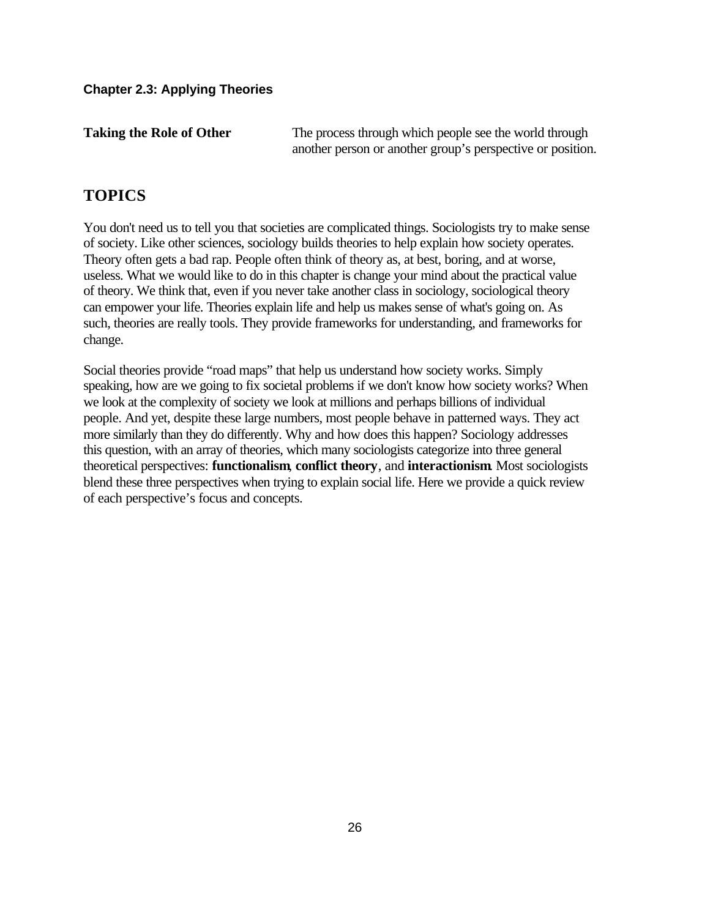**Chapter 2.3: Applying Theories**

| | |
|---|---|
| **Taking the Role of Other** | The process through which people see the world through another person or another group's perspective or position. |

## TOPICS

You don't need us to tell you that societies are complicated things. Sociologists try to make sense of society. Like other sciences, sociology builds theories to help explain how society operates. Theory often gets a bad rap. People often think of theory as, at best, boring, and at worse, useless. What we would like to do in this chapter is change your mind about the practical value of theory. We think that, even if you never take another class in sociology, sociological theory can empower your life. Theories explain life and help us makes sense of what's going on. As such, theories are really tools. They provide frameworks for understanding, and frameworks for change.

Social theories provide "road maps" that help us understand how society works. Simply speaking, how are we going to fix societal problems if we don't know how society works? When we look at the complexity of society we look at millions and perhaps billions of individual people. And yet, despite these large numbers, most people behave in patterned ways. They act more similarly than they do differently. Why and how does this happen? Sociology addresses this question, with an array of theories, which many sociologists categorize into three general theoretical perspectives: **functionalism**, **conflict theory**, and **interactionism**. Most sociologists blend these three perspectives when trying to explain social life. Here we provide a quick review of each perspective's focus and concepts.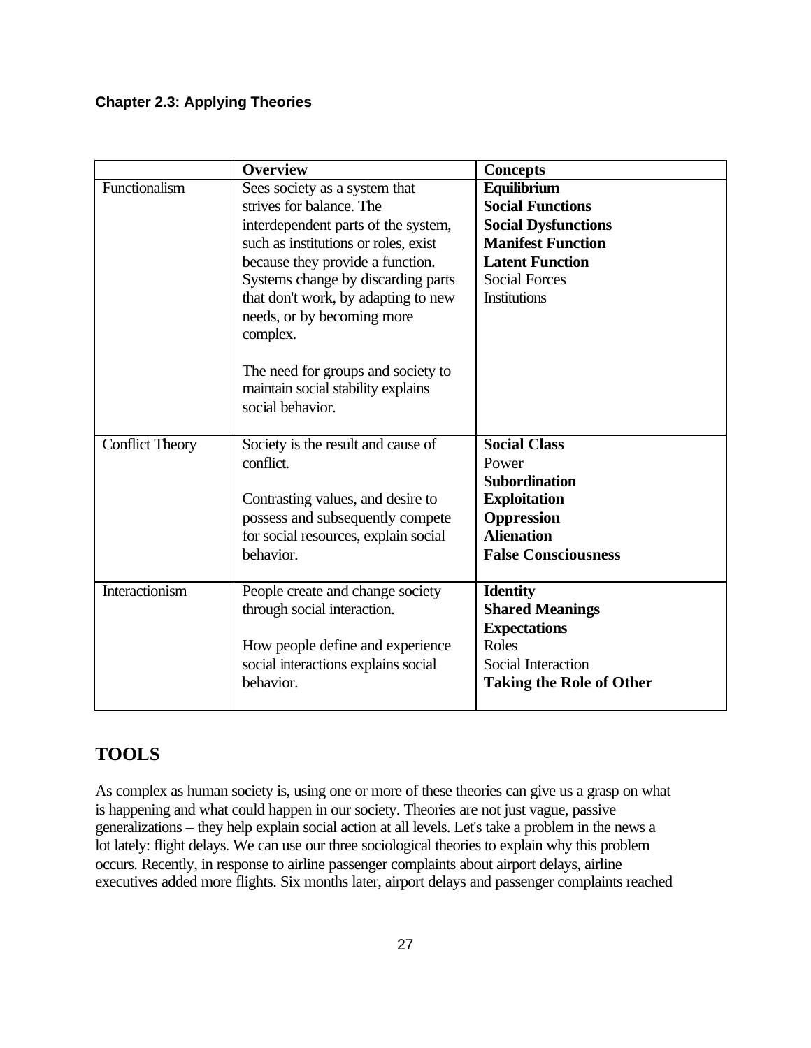### Chapter 2.3: Applying Theories

| | **Overview** | **Concepts** |
|---|---|---|
| Functionalism | Sees society as a system that strives for balance. The interdependent parts of the system, such as institutions or roles, exist because they provide a function. Systems change by discarding parts that don't work, by adapting to new needs, or by becoming more complex.<br><br>The need for groups and society to maintain social stability explains social behavior. | **Equilibrium**<br>**Social Functions**<br>**Social Dysfunctions**<br>**Manifest Function**<br>**Latent Function**<br>Social Forces<br>Institutions |
| Conflict Theory | Society is the result and cause of conflict.<br><br>Contrasting values, and desire to possess and subsequently compete for social resources, explain social behavior. | **Social Class**<br>Power<br>**Subordination**<br>**Exploitation**<br>**Oppression**<br>**Alienation**<br>**False Consciousness** |
| Interactionism | People create and change society through social interaction.<br><br>How people define and experience social interactions explains social behavior. | **Identity**<br>**Shared Meanings**<br>**Expectations**<br>Roles<br>Social Interaction<br>**Taking the Role of Other** |

## TOOLS

As complex as human society is, using one or more of these theories can give us a grasp on what is happening and what could happen in our society. Theories are not just vague, passive generalizations – they help explain social action at all levels. Let's take a problem in the news a lot lately: flight delays. We can use our three sociological theories to explain why this problem occurs. Recently, in response to airline passenger complaints about airport delays, airline executives added more flights. Six months later, airport delays and passenger complaints reached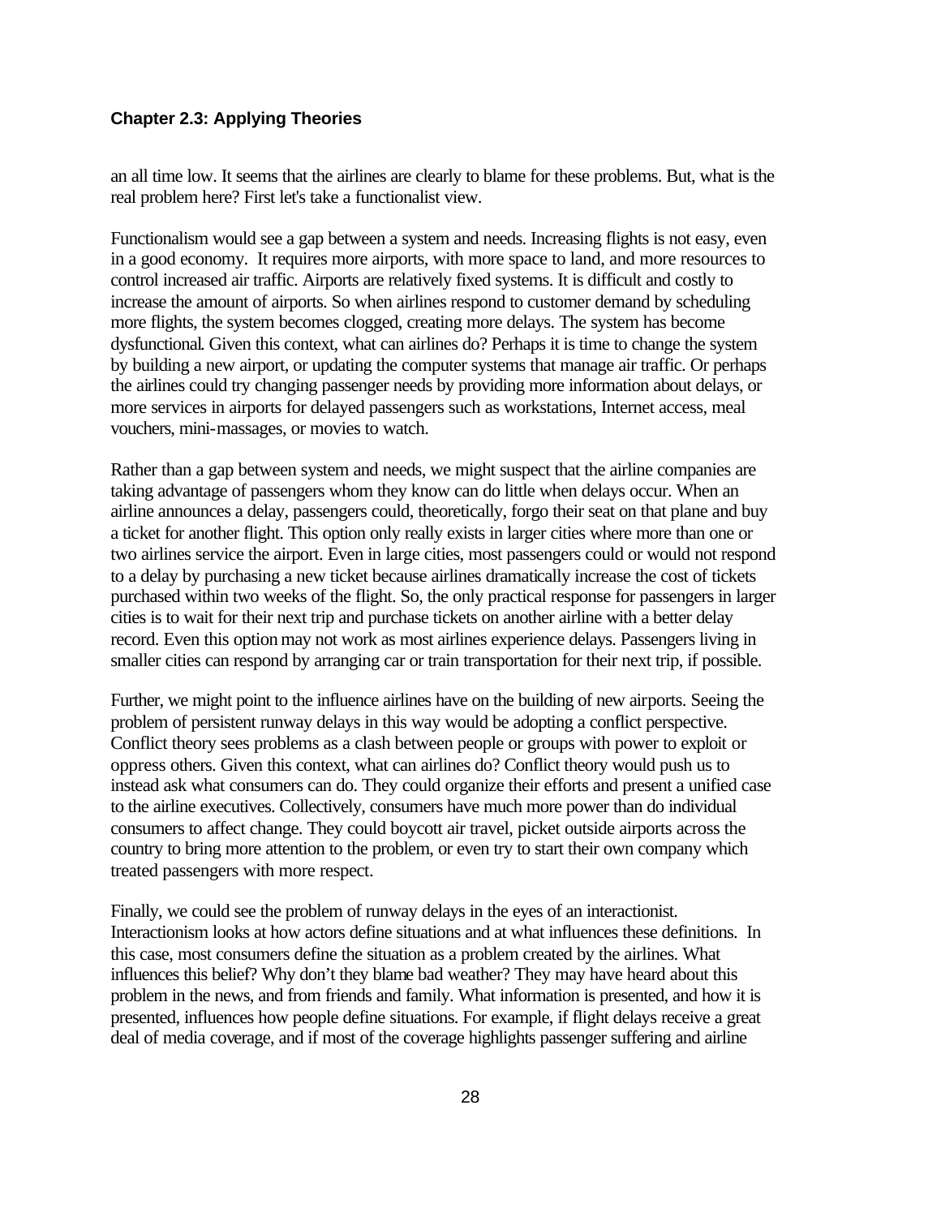an all time low. It seems that the airlines are clearly to blame for these problems. But, what is the real problem here? First let's take a functionalist view.

Functionalism would see a gap between a system and needs. Increasing flights is not easy, even in a good economy. It requires more airports, with more space to land, and more resources to control increased air traffic. Airports are relatively fixed systems. It is difficult and costly to increase the amount of airports. So when airlines respond to customer demand by scheduling more flights, the system becomes clogged, creating more delays. The system has become dysfunctional. Given this context, what can airlines do? Perhaps it is time to change the system by building a new airport, or updating the computer systems that manage air traffic. Or perhaps the airlines could try changing passenger needs by providing more information about delays, or more services in airports for delayed passengers such as workstations, Internet access, meal vouchers, mini-massages, or movies to watch.

Rather than a gap between system and needs, we might suspect that the airline companies are taking advantage of passengers whom they know can do little when delays occur. When an airline announces a delay, passengers could, theoretically, forgo their seat on that plane and buy a ticket for another flight. This option only really exists in larger cities where more than one or two airlines service the airport. Even in large cities, most passengers could or would not respond to a delay by purchasing a new ticket because airlines dramatically increase the cost of tickets purchased within two weeks of the flight. So, the only practical response for passengers in larger cities is to wait for their next trip and purchase tickets on another airline with a better delay record. Even this option may not work as most airlines experience delays. Passengers living in smaller cities can respond by arranging car or train transportation for their next trip, if possible.

Further, we might point to the influence airlines have on the building of new airports. Seeing the problem of persistent runway delays in this way would be adopting a conflict perspective. Conflict theory sees problems as a clash between people or groups with power to exploit or oppress others. Given this context, what can airlines do? Conflict theory would push us to instead ask what consumers can do. They could organize their efforts and present a unified case to the airline executives. Collectively, consumers have much more power than do individual consumers to affect change. They could boycott air travel, picket outside airports across the country to bring more attention to the problem, or even try to start their own company which treated passengers with more respect.

Finally, we could see the problem of runway delays in the eyes of an interactionist. Interactionism looks at how actors define situations and at what influences these definitions. In this case, most consumers define the situation as a problem created by the airlines. What influences this belief? Why don't they blame bad weather? They may have heard about this problem in the news, and from friends and family. What information is presented, and how it is presented, influences how people define situations. For example, if flight delays receive a great deal of media coverage, and if most of the coverage highlights passenger suffering and airline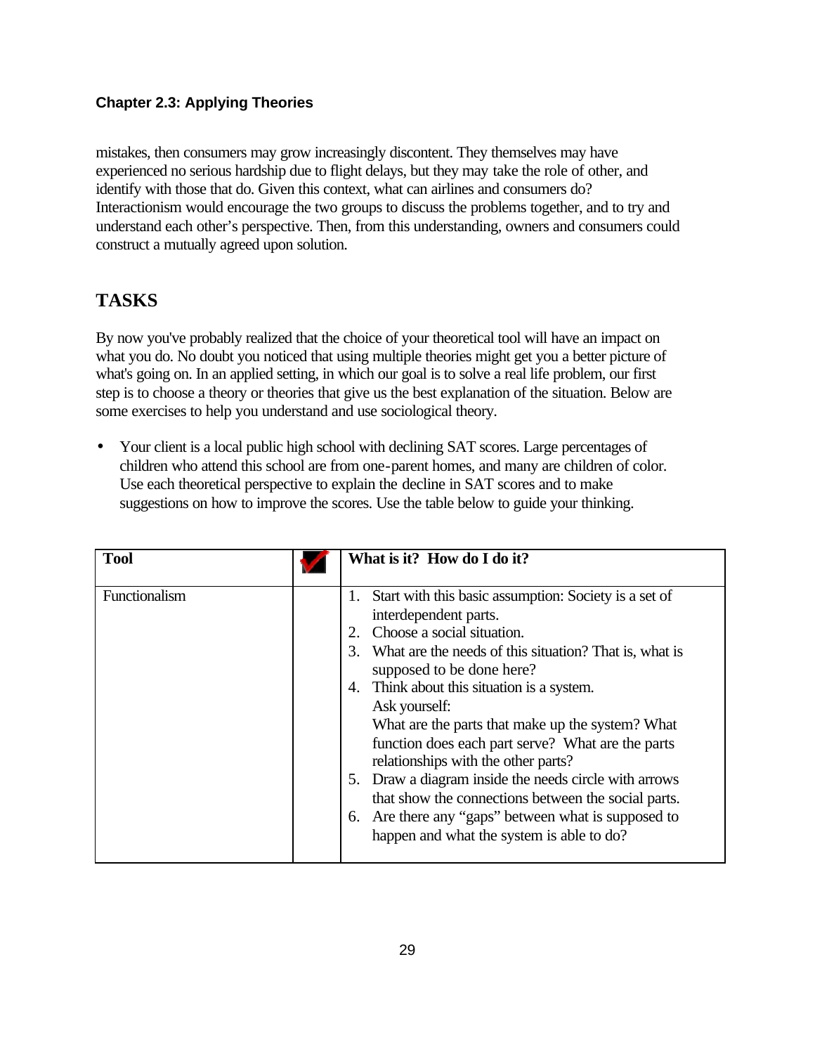mistakes, then consumers may grow increasingly discontent. They themselves may have experienced no serious hardship due to flight delays, but they may take the role of other, and identify with those that do. Given this context, what can airlines and consumers do? Interactionism would encourage the two groups to discuss the problems together, and to try and understand each other's perspective. Then, from this understanding, owners and consumers could construct a mutually agreed upon solution.

## TASKS

By now you've probably realized that the choice of your theoretical tool will have an impact on what you do. No doubt you noticed that using multiple theories might get you a better picture of what's going on. In an applied setting, in which our goal is to solve a real life problem, our first step is to choose a theory or theories that give us the best explanation of the situation. Below are some exercises to help you understand and use sociological theory.

- Your client is a local public high school with declining SAT scores. Large percentages of children who attend this school are from one-parent homes, and many are children of color. Use each theoretical perspective to explain the decline in SAT scores and to make suggestions on how to improve the scores. Use the table below to guide your thinking.

| Tool | ✔ | What is it? How do I do it? |
|---|---|---|
| Functionalism | | 1. Start with this basic assumption: Society is a set of interdependent parts.<br>2. Choose a social situation.<br>3. What are the needs of this situation? That is, what is supposed to be done here?<br>4. Think about this situation is a system.<br>Ask yourself:<br>What are the parts that make up the system? What function does each part serve? What are the parts relationships with the other parts?<br>5. Draw a diagram inside the needs circle with arrows that show the connections between the social parts.<br>6. Are there any "gaps" between what is supposed to happen and what the system is able to do? |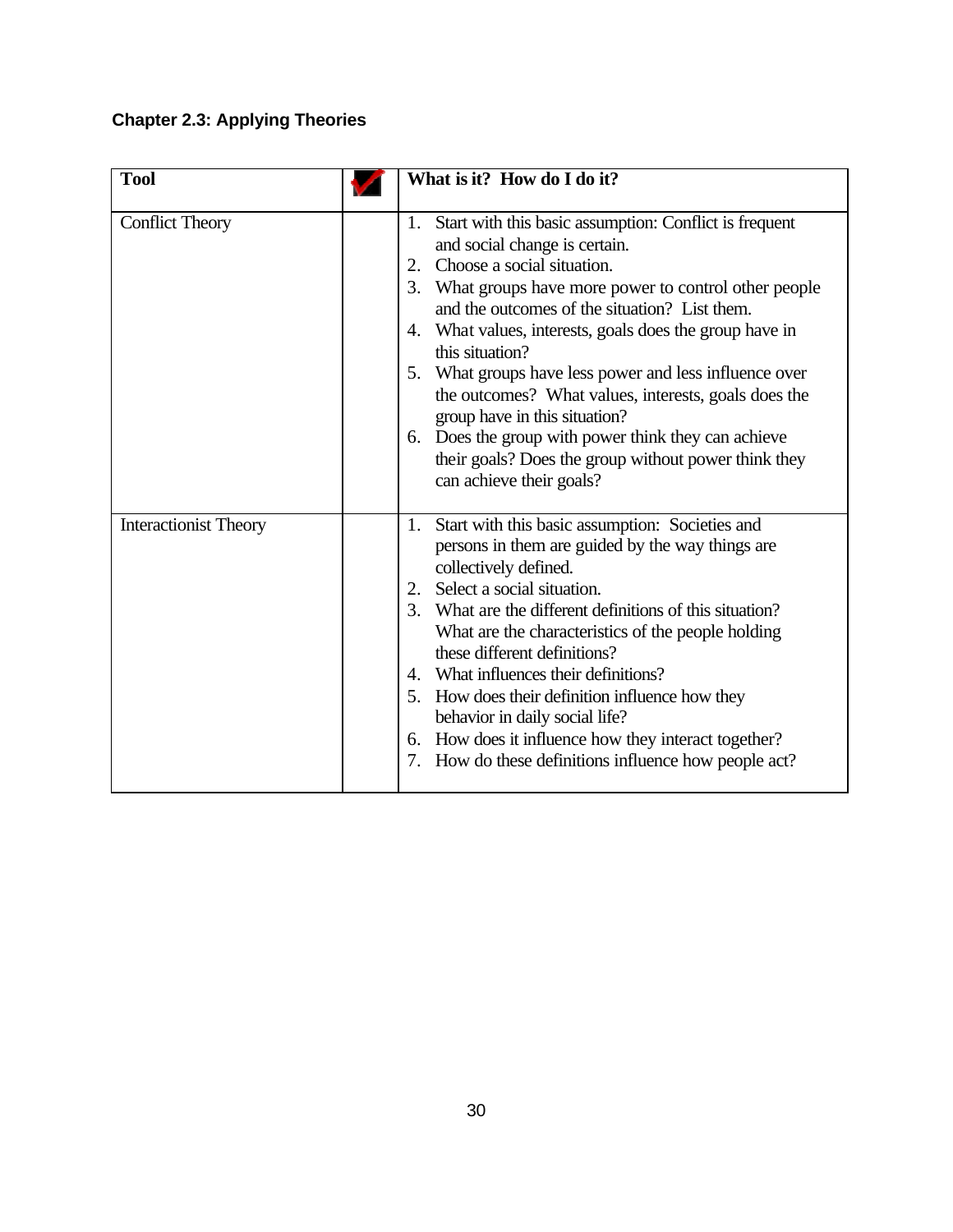**Chapter 2.3: Applying Theories**

| Tool | ✔ | What is it? How do I do it? |
|---|---|---|
| Conflict Theory | | 1. Start with this basic assumption: Conflict is frequent and social change is certain.<br>2. Choose a social situation.<br>3. What groups have more power to control other people and the outcomes of the situation? List them.<br>4. What values, interests, goals does the group have in this situation?<br>5. What groups have less power and less influence over the outcomes? What values, interests, goals does the group have in this situation?<br>6. Does the group with power think they can achieve their goals? Does the group without power think they can achieve their goals? |
| Interactionist Theory | | 1. Start with this basic assumption: Societies and persons in them are guided by the way things are collectively defined.<br>2. Select a social situation.<br>3. What are the different definitions of this situation? What are the characteristics of the people holding these different definitions?<br>4. What influences their definitions?<br>5. How does their definition influence how they behavior in daily social life?<br>6. How does it influence how they interact together?<br>7. How do these definitions influence how people act? |